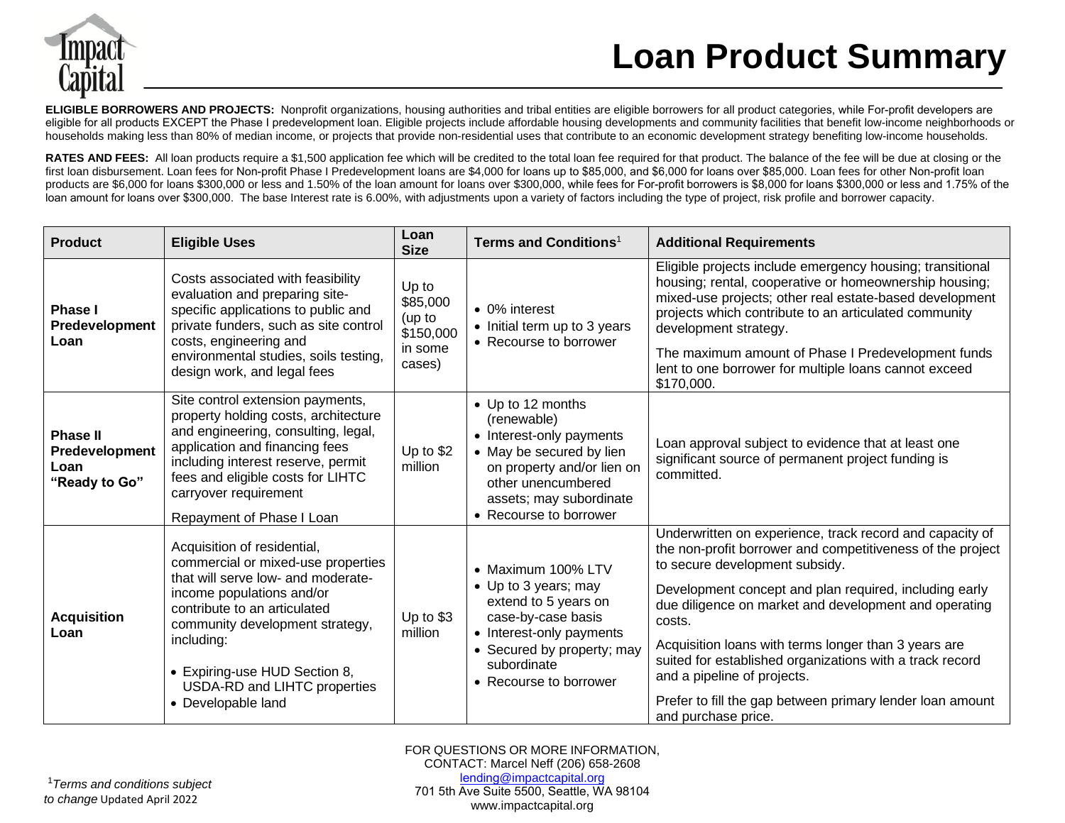# Loan Product Summary

**ELIGIBLE BORROWERS AND PROJECTS:** Nonprofit organizations, housing authorities and tribal entities are eligible borrowers for all product categories, while For-profit developers are eligible for all products EXCEPT the Phase I predevelopment loan. Eligible projects include affordable housing developments and community facilities that benefit low-income neighborhoods or households making less than 80% of median income, or projects that provide non-residential uses that contribute to an economic development strategy benefiting low-income households.

**RATES AND FEES:** All loan products require a $1,500 application fee which will be credited to the total loan fee required for that product. The balance of the fee will be due at closing or the first loan disbursement. Loan fees for Non-profit Phase I Predevelopment loans are $4,000 for loans up to $85,000, and $6,000 for loans over $85,000. Loan fees for other Non-profit loan products are $6,000 for loans $300,000 or less and 1.50% of the loan amount for loans over $300,000, while fees for For-profit borrowers is $8,000 for loans $300,000 or less and 1.75% of the loan amount for loans over $300,000. The base Interest rate is 6.00%, with adjustments upon a variety of factors including the type of project, risk profile and borrower capacity.

| Product | Eligible Uses | Loan Size | Terms and Conditions[1] | Additional Requirements |
|---|---|---|---|---|
| **Phase I Predevelopment Loan** | Costs associated with feasibility evaluation and preparing site-specific applications to public and private funders, such as site control costs, engineering and environmental studies, soils testing, design work, and legal fees | Up to $85,000 (up to $150,000 in some cases) | • 0% interest<br>• Initial term up to 3 years<br>• Recourse to borrower | Eligible projects include emergency housing; transitional housing; rental, cooperative or homeownership housing; mixed-use projects; other real estate-based development projects which contribute to an articulated community development strategy.<br><br>The maximum amount of Phase I Predevelopment funds lent to one borrower for multiple loans cannot exceed $170,000. |
| **Phase II Predevelopment Loan "Ready to Go"** | Site control extension payments, property holding costs, architecture and engineering, consulting, legal, application and financing fees including interest reserve, permit fees and eligible costs for LIHTC carryover requirement<br><br>Repayment of Phase I Loan | Up to $2 million | • Up to 12 months (renewable)<br>• Interest-only payments<br>• May be secured by lien on property and/or lien on other unencumbered assets; may subordinate<br>• Recourse to borrower | Loan approval subject to evidence that at least one significant source of permanent project funding is committed. |
| **Acquisition Loan** | Acquisition of residential, commercial or mixed-use properties that will serve low- and moderate-income populations and/or contribute to an articulated community development strategy, including:<br><br>• Expiring-use HUD Section 8, USDA-RD and LIHTC properties<br>• Developable land | Up to $3 million | • Maximum 100% LTV<br>• Up to 3 years; may extend to 5 years on case-by-case basis<br>• Interest-only payments<br>• Secured by property; may subordinate<br>• Recourse to borrower | Underwritten on experience, track record and capacity of the non-profit borrower and competitiveness of the project to secure development subsidy.<br><br>Development concept and plan required, including early due diligence on market and development and operating costs.<br><br>Acquisition loans with terms longer than 3 years are suited for established organizations with a track record and a pipeline of projects.<br><br>Prefer to fill the gap between primary lender loan amount and purchase price. |

[1] *Terms and conditions subject to change* Updated April 2022

FOR QUESTIONS OR MORE INFORMATION,
CONTACT: Marcel Neff (206) 658-2608
lending@impactcapital.org
701 5th Ave Suite 5500, Seattle, WA 98104
www.impactcapital.org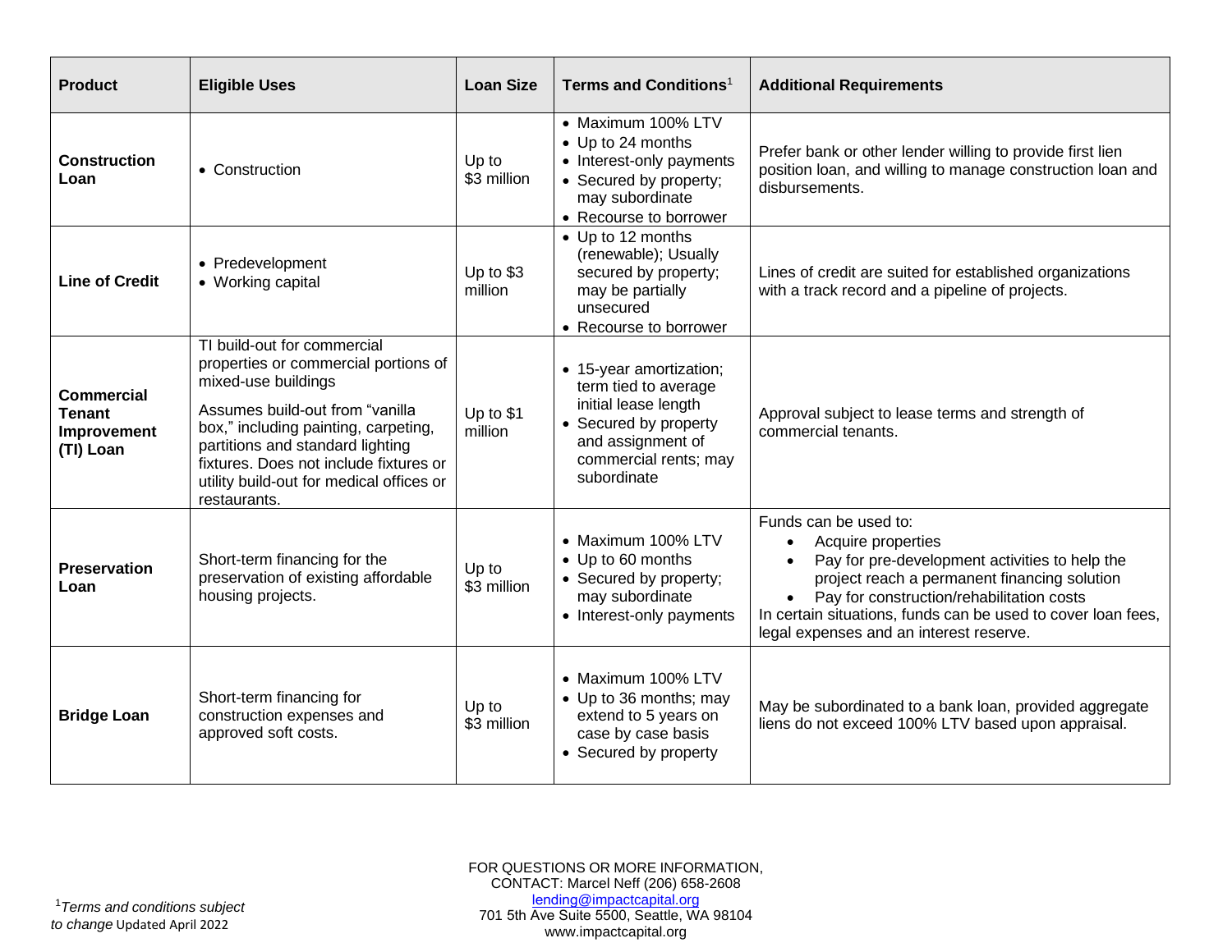| Product | Eligible Uses | Loan Size | Terms and Conditions[1] | Additional Requirements |
|---|---|---|---|---|
| **Construction Loan** | • Construction | Up to $3 million | • Maximum 100% LTV<br>• Up to 24 months<br>• Interest-only payments<br>• Secured by property; may subordinate<br>• Recourse to borrower | Prefer bank or other lender willing to provide first lien position loan, and willing to manage construction loan and disbursements. |
| **Line of Credit** | • Predevelopment<br>• Working capital | Up to $3 million | • Up to 12 months (renewable); Usually secured by property; may be partially unsecured<br>• Recourse to borrower | Lines of credit are suited for established organizations with a track record and a pipeline of projects. |
| **Commercial Tenant Improvement (TI) Loan** | TI build-out for commercial properties or commercial portions of mixed-use buildings<br><br>Assumes build-out from "vanilla box," including painting, carpeting, partitions and standard lighting fixtures. Does not include fixtures or utility build-out for medical offices or restaurants. | Up to $1 million | • 15-year amortization; term tied to average initial lease length<br>• Secured by property and assignment of commercial rents; may subordinate | Approval subject to lease terms and strength of commercial tenants. |
| **Preservation Loan** | Short-term financing for the preservation of existing affordable housing projects. | Up to $3 million | • Maximum 100% LTV<br>• Up to 60 months<br>• Secured by property; may subordinate<br>• Interest-only payments | Funds can be used to:<br>• Acquire properties<br>• Pay for pre-development activities to help the project reach a permanent financing solution<br>• Pay for construction/rehabilitation costs<br>In certain situations, funds can be used to cover loan fees, legal expenses and an interest reserve. |
| **Bridge Loan** | Short-term financing for construction expenses and approved soft costs. | Up to $3 million | • Maximum 100% LTV<br>• Up to 36 months; may extend to 5 years on case by case basis<br>• Secured by property | May be subordinated to a bank loan, provided aggregate liens do not exceed 100% LTV based upon appraisal. |

[1] *Terms and conditions subject to change* Updated April 2022

FOR QUESTIONS OR MORE INFORMATION, CONTACT: Marcel Neff (206) 658-2608
lending@impactcapital.org
701 5th Ave Suite 5500, Seattle, WA 98104
www.impactcapital.org